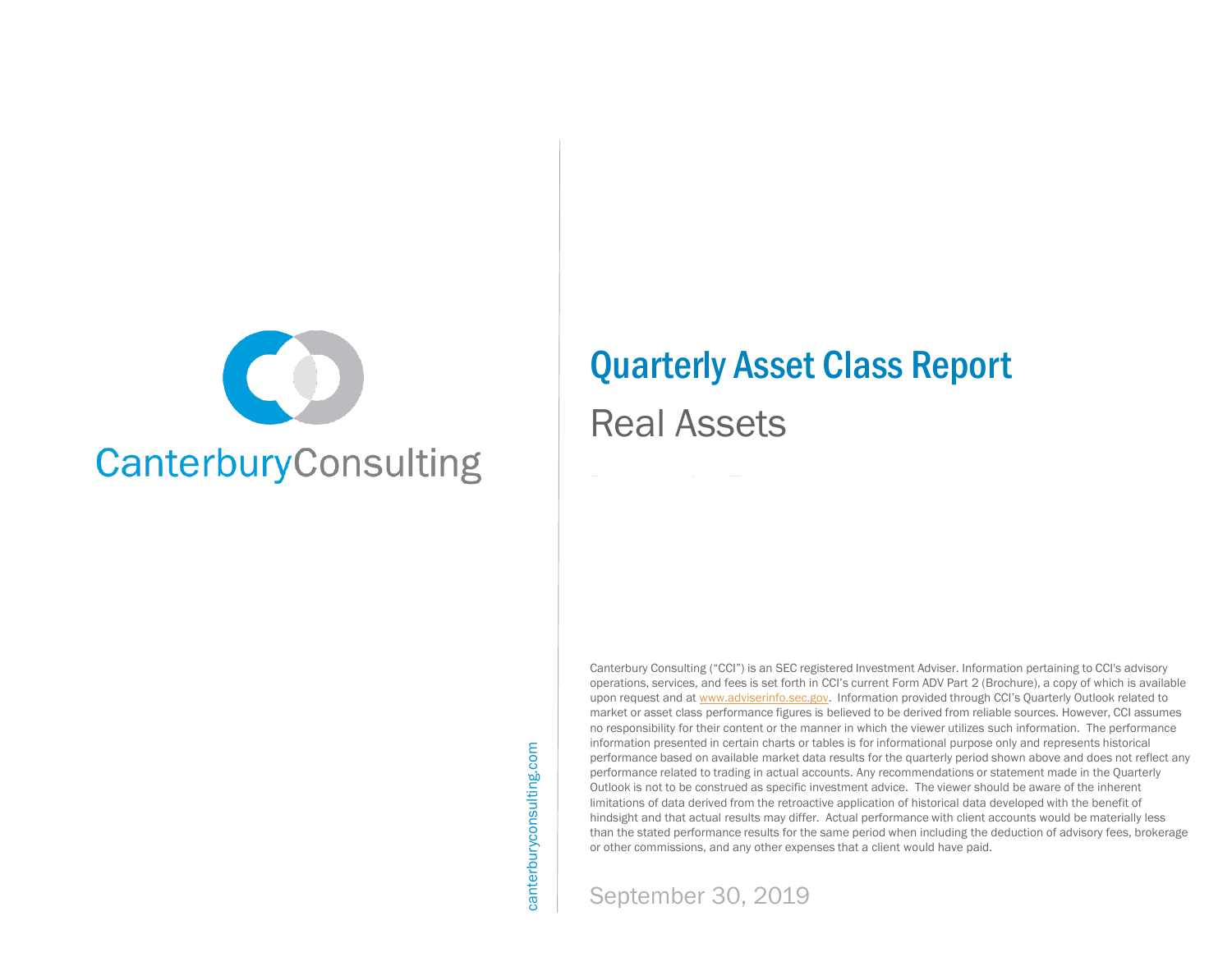CanterburyConsulting

# Quarterly Asset Class Report

## Real Assets

Canterbury Consulting ("CCI") is an SEC registered Investment Adviser. Information pertaining to CCI's advisory operations, services, and fees is set forth in CCI's current Form ADV Part 2 (Brochure), a copy of which is available upon request and at www.adviserinfo.sec.gov. Information provided through CCI's Quarterly Outlook related to market or asset class performance figures is believed to be derived from reliable sources. However, CCI assumes no responsibility for their content or the manner in which the viewer utilizes such information. The performance information presented in certain charts or tables is for informational purpose only and represents historical performance based on available market data results for the quarterly period shown above and does not reflect any performance related to trading in actual accounts. Any recommendations or statement made in the Quarterly Outlook is not to be construed as specific investment advice. The viewer should be aware of the inherent limitations of data derived from the retroactive application of historical data developed with the benefit of hindsight and that actual results may differ. Actual performance with client accounts would be materially less than the stated performance results for the same period when including the deduction of advisory fees, brokerage or other commissions, and any other expenses that a client would have paid.

September 30, 2019

canterburyconsulting.com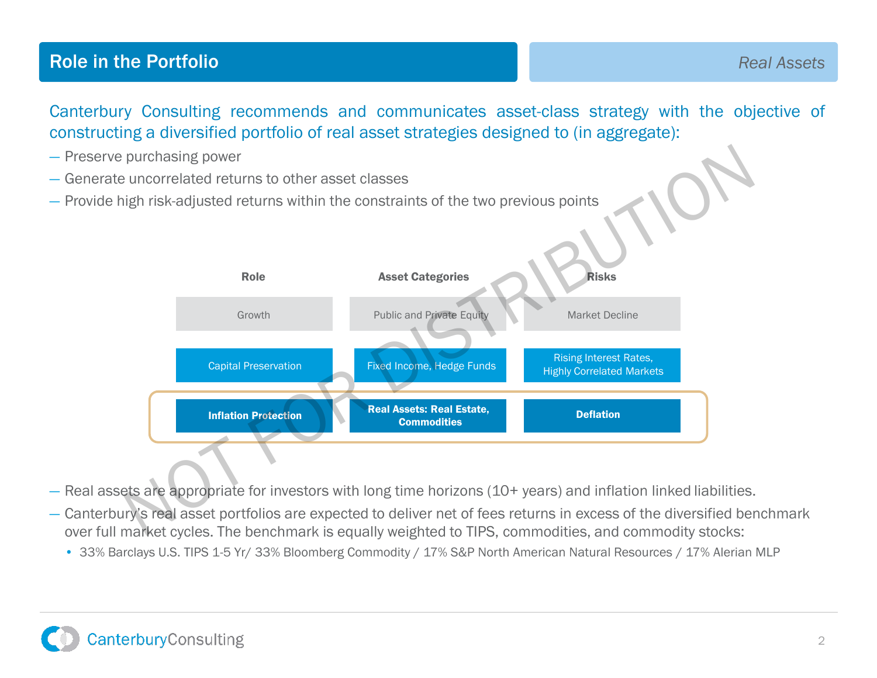## Role in the Portfolio

*Real Assets*

Canterbury Consulting recommends and communicates asset-class strategy with the objective of constructing a diversified portfolio of real asset strategies designed to (in aggregate):

- Preserve purchasing power
- Generate uncorrelated returns to other asset classes
- Provide high risk-adjusted returns within the constraints of the two previous points

| Role | Asset Categories | Risks |
|---|---|---|
| Growth | Public and Private Equity | Market Decline |
| Capital Preservation | Fixed Income, Hedge Funds | Rising Interest Rates, Highly Correlated Markets |
| **Inflation Protection** | **Real Assets: Real Estate, Commodities** | **Deflation** |

- Real assets are appropriate for investors with long time horizons (10+ years) and inflation linked liabilities.
- Canterbury's real asset portfolios are expected to deliver net of fees returns in excess of the diversified benchmark over full market cycles. The benchmark is equally weighted to TIPS, commodities, and commodity stocks:
  - 33% Barclays U.S. TIPS 1-5 Yr/ 33% Bloomberg Commodity / 17% S&P North American Natural Resources / 17% Alerian MLP

NOT FOR DISTRIBUTION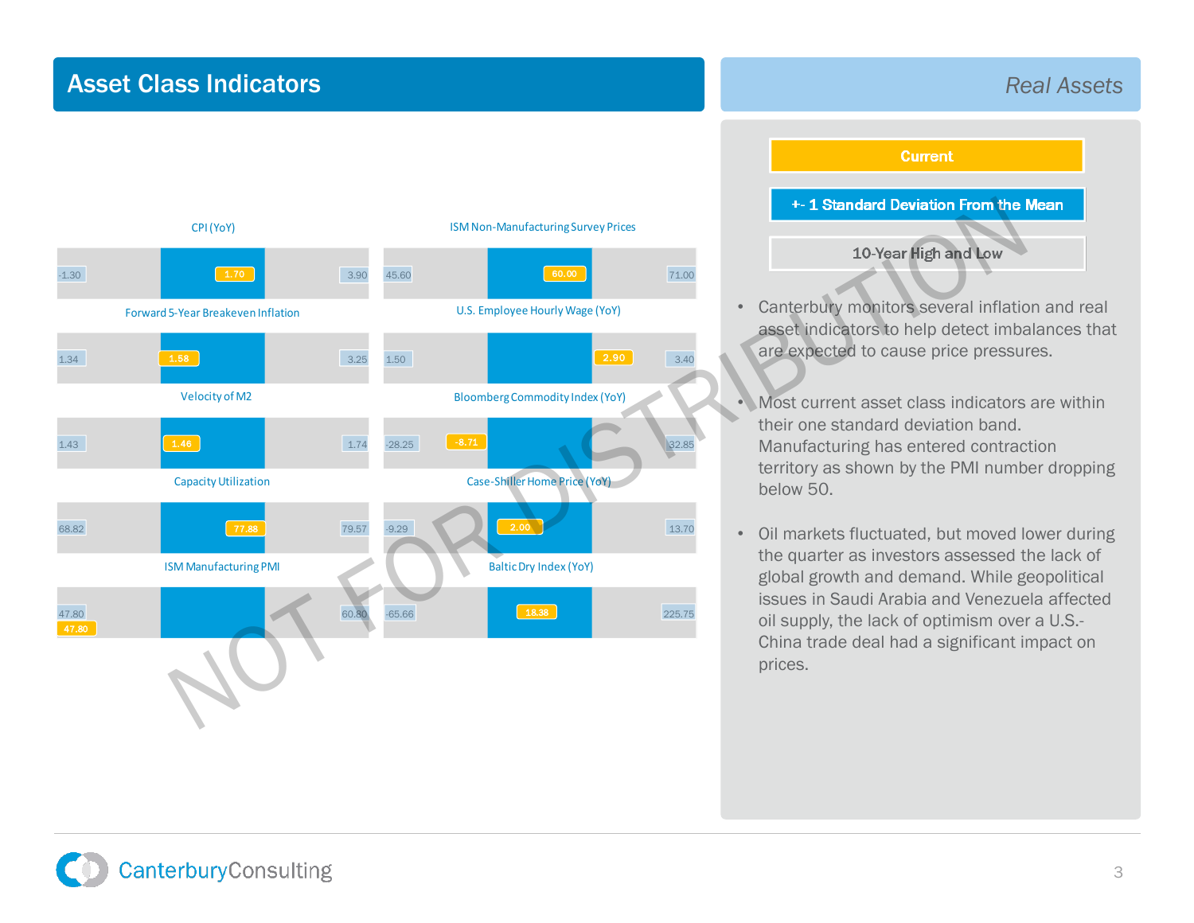## Asset Class Indicators

*Real Assets*

**Current**

**+- 1 Standard Deviation From the Mean**

**10-Year High and Low**

| Indicator | 10-Year Low | Current | 10-Year High |
|---|---|---|---|
| CPI (YoY) | -1.30 | 1.70 | 3.90 |
| ISM Non-Manufacturing Survey Prices | 45.60 | 60.00 | 71.00 |
| Forward 5-Year Breakeven Inflation | 1.34 | 1.58 | 3.25 |
| U.S. Employee Hourly Wage (YoY) | 1.50 | 2.90 | 3.40 |
| Velocity of M2 | 1.43 | 1.46 | 1.74 |
| Bloomberg Commodity Index (YoY) | -28.25 | -8.71 | 32.85 |
| Capacity Utilization | 68.82 | 77.88 | 79.57 |
| Case-Shiller Home Price (YoY) | -9.29 | 2.00 | 13.70 |
| ISM Manufacturing PMI | 47.80 | 47.80 | 60.80 |
| Baltic Dry Index (YoY) | -65.66 | 18.38 | 225.75 |

- Canterbury monitors several inflation and real asset indicators to help detect imbalances that are expected to cause price pressures.
- Most current asset class indicators are within their one standard deviation band. Manufacturing has entered contraction territory as shown by the PMI number dropping below 50.
- Oil markets fluctuated, but moved lower during the quarter as investors assessed the lack of global growth and demand. While geopolitical issues in Saudi Arabia and Venezuela affected oil supply, the lack of optimism over a U.S.-China trade deal had a significant impact on prices.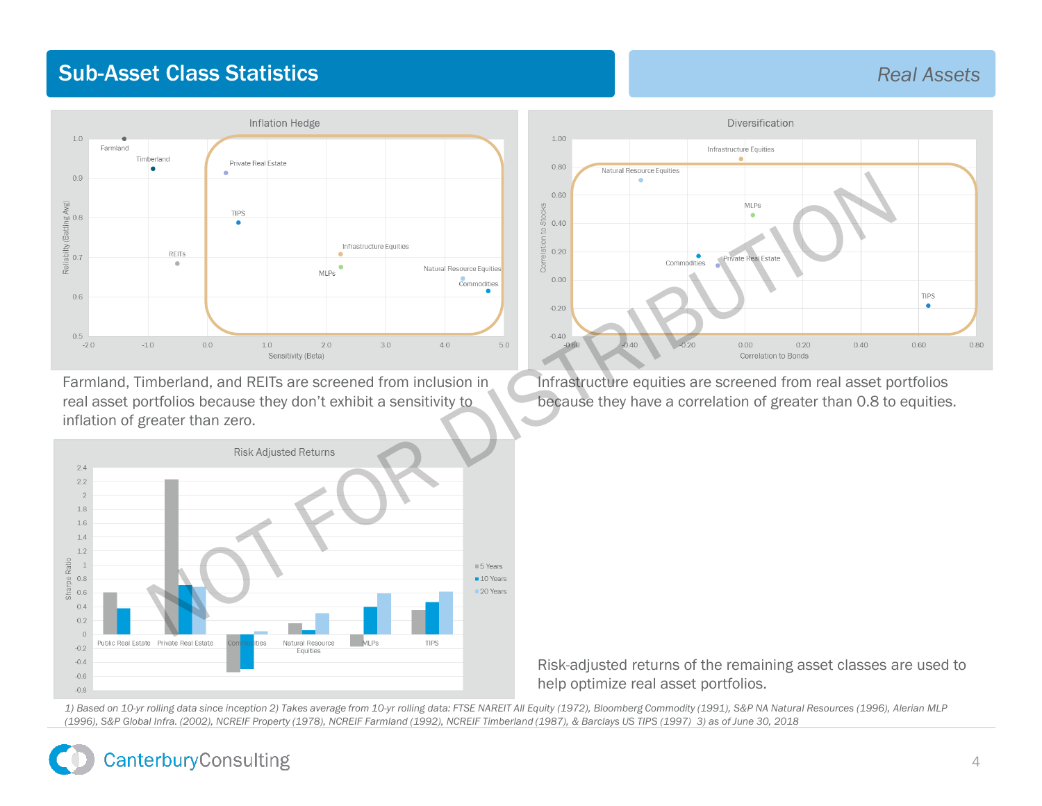# Sub-Asset Class Statistics

## Real Assets

### Inflation Hedge

Farmland, Timberland, and REITs are screened from inclusion in real asset portfolios because they don't exhibit a sensitivity to inflation of greater than zero.

### Diversification

Infrastructure equities are screened from real asset portfolios because they have a correlation of greater than 0.8 to equities.

### Risk Adjusted Returns

Risk-adjusted returns of the remaining asset classes are used to help optimize real asset portfolios.

1) Based on 10-yr rolling data since inception 2) Takes average from 10-yr rolling data: FTSE NAREIT All Equity (1972), Bloomberg Commodity (1991), S&P NA Natural Resources (1996), Alerian MLP (1996), S&P Global Infra. (2002), NCREIF Property (1978), NCREIF Farmland (1992), NCREIF Timberland (1987), & Barclays US TIPS (1997) 3) as of June 30, 2018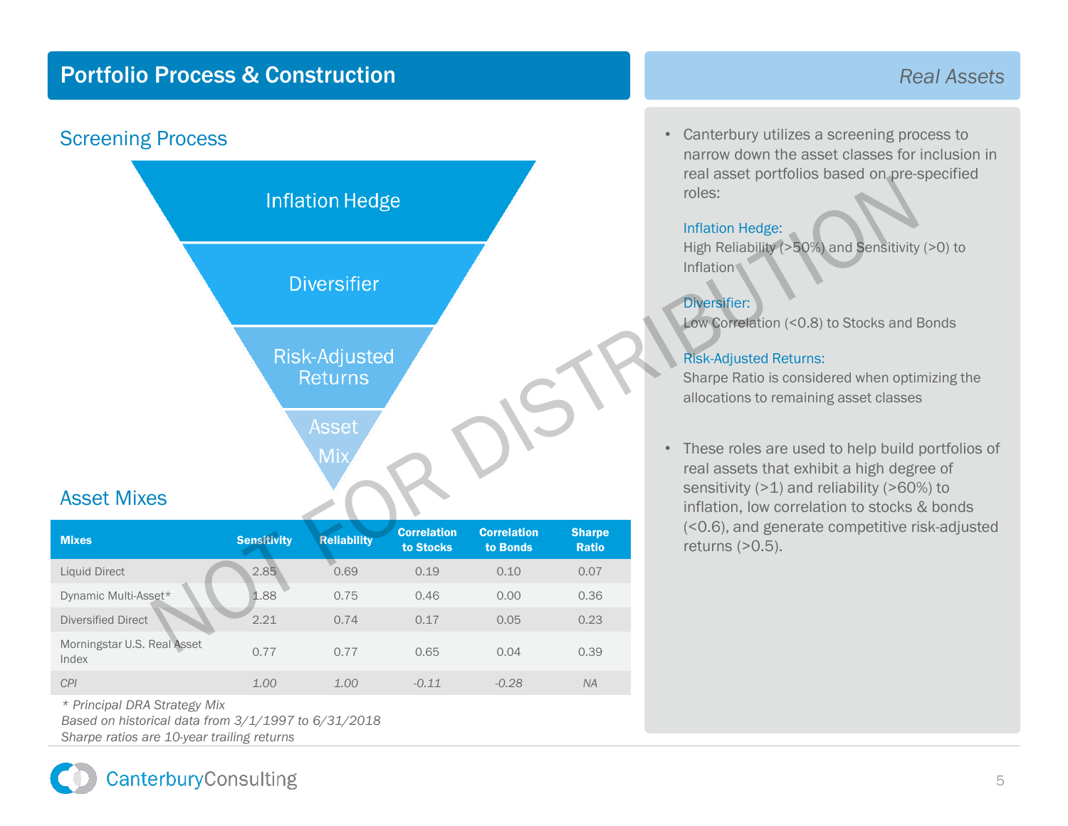# Portfolio Process & Construction

*Real Assets*

## Screening Process

Inflation Hedge

Diversifier

Risk-Adjusted Returns

Asset Mix

## Asset Mixes

| Mixes | Sensitivity | Reliability | Correlation to Stocks | Correlation to Bonds | Sharpe Ratio |
|---|---|---|---|---|---|
| Liquid Direct | 2.85 | 0.69 | 0.19 | 0.10 | 0.07 |
| Dynamic Multi-Asset* | 1.88 | 0.75 | 0.46 | 0.00 | 0.36 |
| Diversified Direct | 2.21 | 0.74 | 0.17 | 0.05 | 0.23 |
| Morningstar U.S. Real Asset Index | 0.77 | 0.77 | 0.65 | 0.04 | 0.39 |
| *CPI* | *1.00* | *1.00* | *-0.11* | *-0.28* | *NA* |

*\* Principal DRA Strategy Mix*
*Based on historical data from 3/1/1997 to 6/31/2018*
*Sharpe ratios are 10-year trailing returns*

- Canterbury utilizes a screening process to narrow down the asset classes for inclusion in real asset portfolios based on pre-specified roles:

  **Inflation Hedge:**
  High Reliability (>50%) and Sensitivity (>0) to Inflation

  **Diversifier:**
  Low Correlation (<0.8) to Stocks and Bonds

  **Risk-Adjusted Returns:**
  Sharpe Ratio is considered when optimizing the allocations to remaining asset classes

- These roles are used to help build portfolios of real assets that exhibit a high degree of sensitivity (>1) and reliability (>60%) to inflation, low correlation to stocks & bonds (<0.6), and generate competitive risk-adjusted returns (>0.5).

NOT FOR DISTRIBUTION

CanterburyConsulting